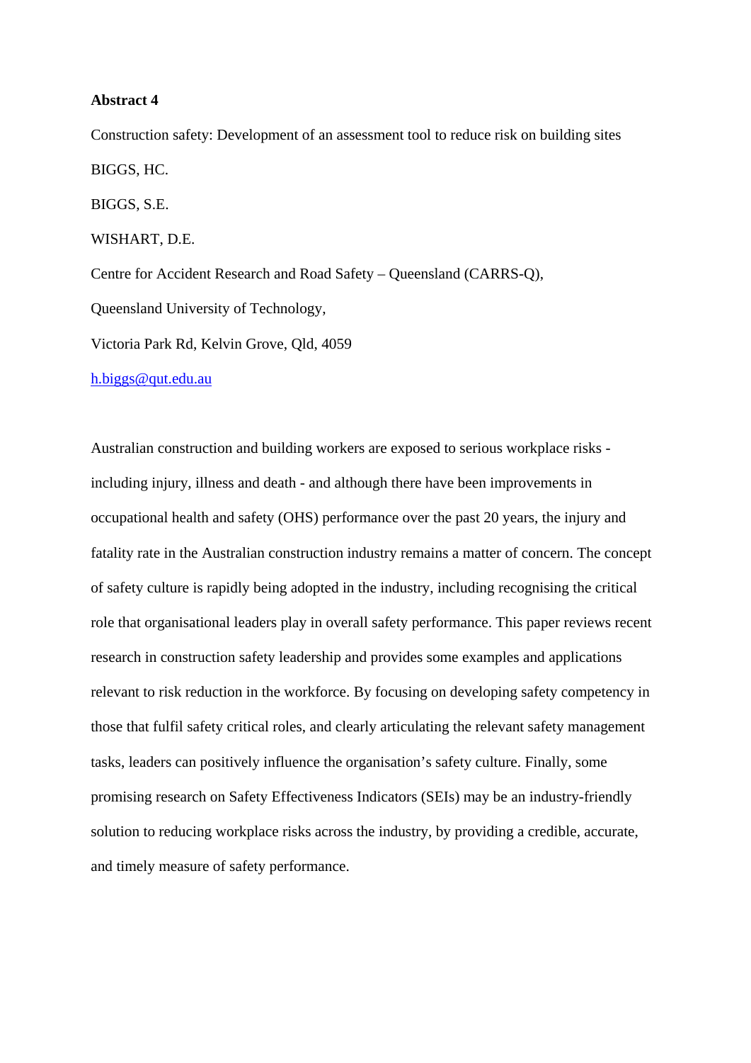**Abstract 4**

Construction safety: Development of an assessment tool to reduce risk on building sites

BIGGS, HC.

BIGGS, S.E.

WISHART, D.E.

Centre for Accident Research and Road Safety – Queensland (CARRS-Q),

Queensland University of Technology,

Victoria Park Rd, Kelvin Grove, Qld, 4059

h.biggs@qut.edu.au

Australian construction and building workers are exposed to serious workplace risks - including injury, illness and death - and although there have been improvements in occupational health and safety (OHS) performance over the past 20 years, the injury and fatality rate in the Australian construction industry remains a matter of concern. The concept of safety culture is rapidly being adopted in the industry, including recognising the critical role that organisational leaders play in overall safety performance. This paper reviews recent research in construction safety leadership and provides some examples and applications relevant to risk reduction in the workforce. By focusing on developing safety competency in those that fulfil safety critical roles, and clearly articulating the relevant safety management tasks, leaders can positively influence the organisation's safety culture. Finally, some promising research on Safety Effectiveness Indicators (SEIs) may be an industry-friendly solution to reducing workplace risks across the industry, by providing a credible, accurate, and timely measure of safety performance.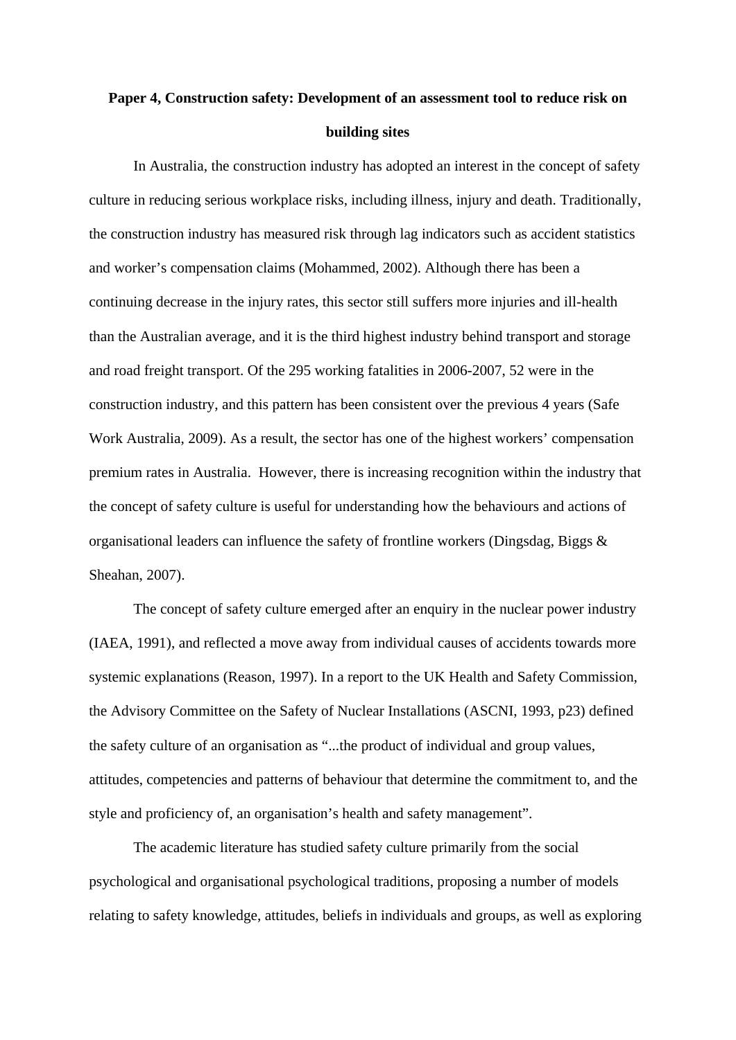**Paper 4, Construction safety: Development of an assessment tool to reduce risk on building sites**

In Australia, the construction industry has adopted an interest in the concept of safety culture in reducing serious workplace risks, including illness, injury and death. Traditionally, the construction industry has measured risk through lag indicators such as accident statistics and worker's compensation claims (Mohammed, 2002). Although there has been a continuing decrease in the injury rates, this sector still suffers more injuries and ill-health than the Australian average, and it is the third highest industry behind transport and storage and road freight transport. Of the 295 working fatalities in 2006-2007, 52 were in the construction industry, and this pattern has been consistent over the previous 4 years (Safe Work Australia, 2009). As a result, the sector has one of the highest workers' compensation premium rates in Australia.  However, there is increasing recognition within the industry that the concept of safety culture is useful for understanding how the behaviours and actions of organisational leaders can influence the safety of frontline workers (Dingsdag, Biggs & Sheahan, 2007).

The concept of safety culture emerged after an enquiry in the nuclear power industry (IAEA, 1991), and reflected a move away from individual causes of accidents towards more systemic explanations (Reason, 1997). In a report to the UK Health and Safety Commission, the Advisory Committee on the Safety of Nuclear Installations (ASCNI, 1993, p23) defined the safety culture of an organisation as "...the product of individual and group values, attitudes, competencies and patterns of behaviour that determine the commitment to, and the style and proficiency of, an organisation's health and safety management".

The academic literature has studied safety culture primarily from the social psychological and organisational psychological traditions, proposing a number of models relating to safety knowledge, attitudes, beliefs in individuals and groups, as well as exploring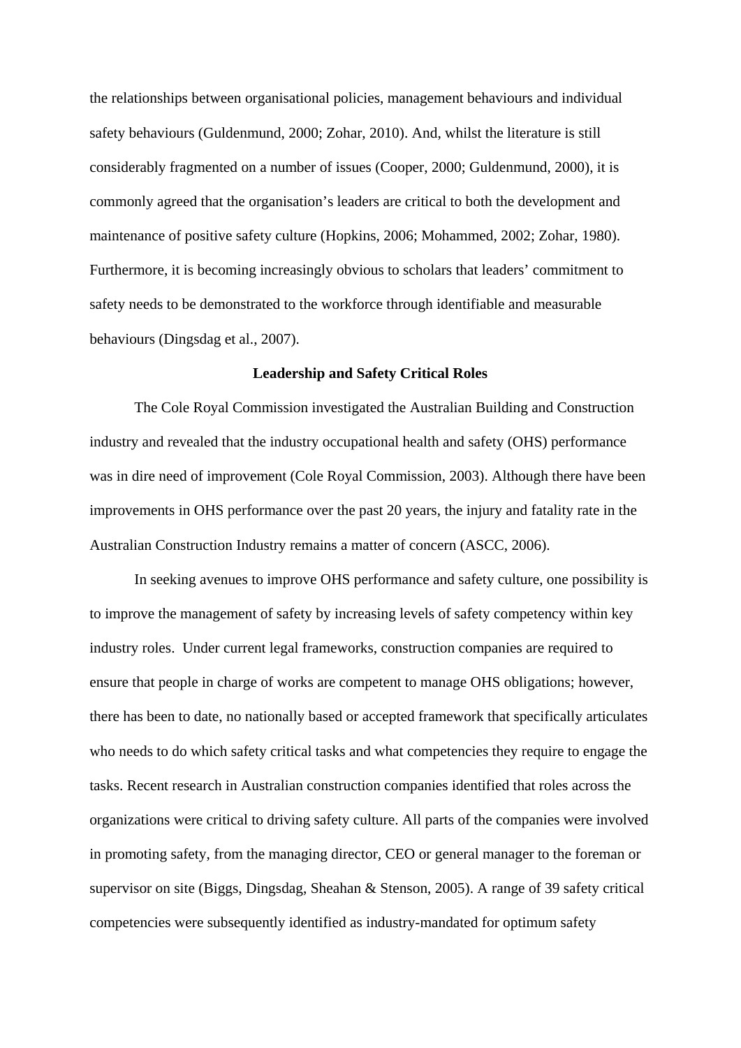the relationships between organisational policies, management behaviours and individual safety behaviours (Guldenmund, 2000; Zohar, 2010). And, whilst the literature is still considerably fragmented on a number of issues (Cooper, 2000; Guldenmund, 2000), it is commonly agreed that the organisation's leaders are critical to both the development and maintenance of positive safety culture (Hopkins, 2006; Mohammed, 2002; Zohar, 1980). Furthermore, it is becoming increasingly obvious to scholars that leaders' commitment to safety needs to be demonstrated to the workforce through identifiable and measurable behaviours (Dingsdag et al., 2007).

## Leadership and Safety Critical Roles

The Cole Royal Commission investigated the Australian Building and Construction industry and revealed that the industry occupational health and safety (OHS) performance was in dire need of improvement (Cole Royal Commission, 2003). Although there have been improvements in OHS performance over the past 20 years, the injury and fatality rate in the Australian Construction Industry remains a matter of concern (ASCC, 2006).

In seeking avenues to improve OHS performance and safety culture, one possibility is to improve the management of safety by increasing levels of safety competency within key industry roles. Under current legal frameworks, construction companies are required to ensure that people in charge of works are competent to manage OHS obligations; however, there has been to date, no nationally based or accepted framework that specifically articulates who needs to do which safety critical tasks and what competencies they require to engage the tasks. Recent research in Australian construction companies identified that roles across the organizations were critical to driving safety culture. All parts of the companies were involved in promoting safety, from the managing director, CEO or general manager to the foreman or supervisor on site (Biggs, Dingsdag, Sheahan & Stenson, 2005). A range of 39 safety critical competencies were subsequently identified as industry-mandated for optimum safety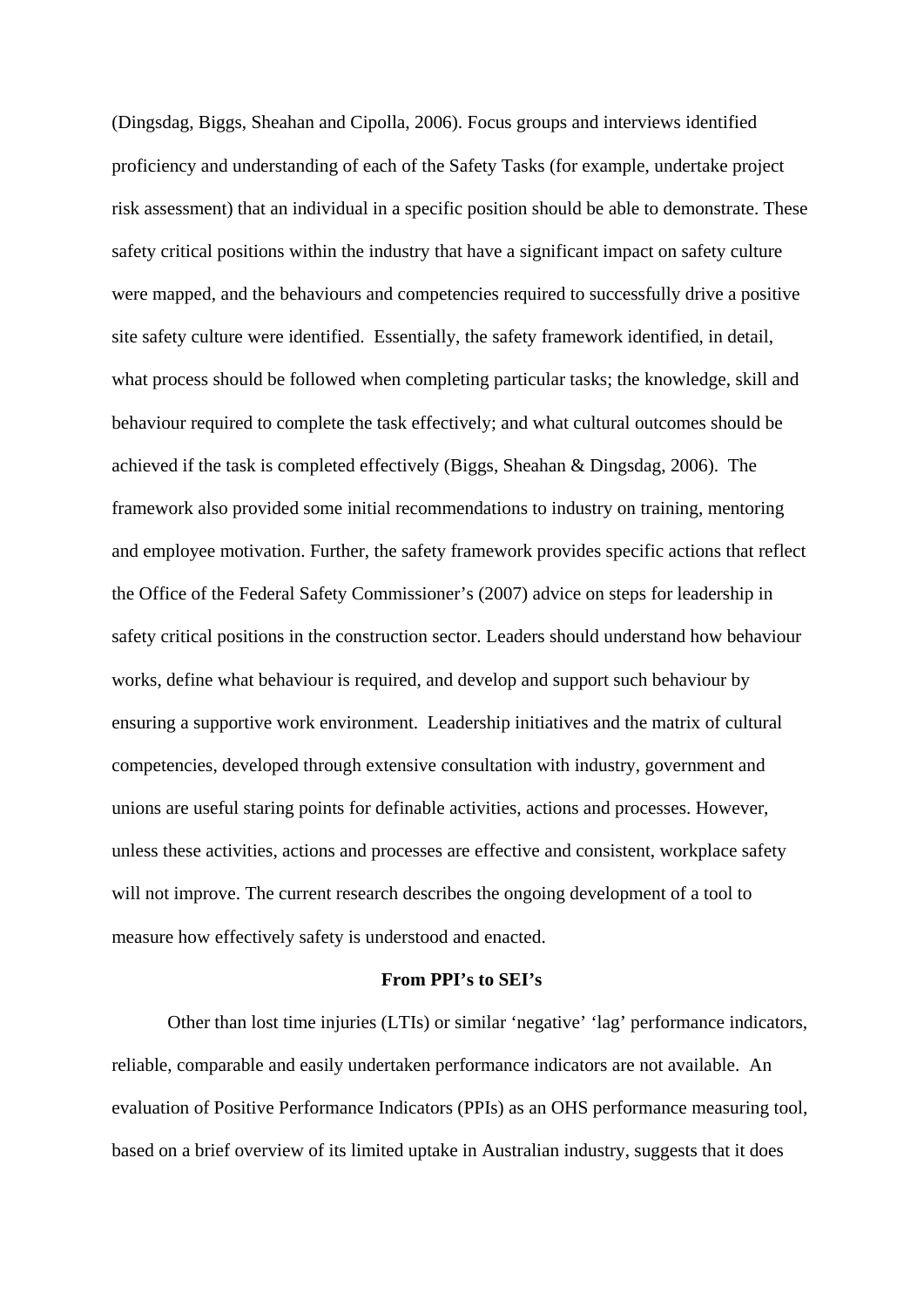(Dingsdag, Biggs, Sheahan and Cipolla, 2006). Focus groups and interviews identified proficiency and understanding of each of the Safety Tasks (for example, undertake project risk assessment) that an individual in a specific position should be able to demonstrate. These safety critical positions within the industry that have a significant impact on safety culture were mapped, and the behaviours and competencies required to successfully drive a positive site safety culture were identified. Essentially, the safety framework identified, in detail, what process should be followed when completing particular tasks; the knowledge, skill and behaviour required to complete the task effectively; and what cultural outcomes should be achieved if the task is completed effectively (Biggs, Sheahan & Dingsdag, 2006). The framework also provided some initial recommendations to industry on training, mentoring and employee motivation. Further, the safety framework provides specific actions that reflect the Office of the Federal Safety Commissioner's (2007) advice on steps for leadership in safety critical positions in the construction sector. Leaders should understand how behaviour works, define what behaviour is required, and develop and support such behaviour by ensuring a supportive work environment. Leadership initiatives and the matrix of cultural competencies, developed through extensive consultation with industry, government and unions are useful staring points for definable activities, actions and processes. However, unless these activities, actions and processes are effective and consistent, workplace safety will not improve. The current research describes the ongoing development of a tool to measure how effectively safety is understood and enacted.

## From PPI's to SEI's

Other than lost time injuries (LTIs) or similar 'negative' 'lag' performance indicators, reliable, comparable and easily undertaken performance indicators are not available. An evaluation of Positive Performance Indicators (PPIs) as an OHS performance measuring tool, based on a brief overview of its limited uptake in Australian industry, suggests that it does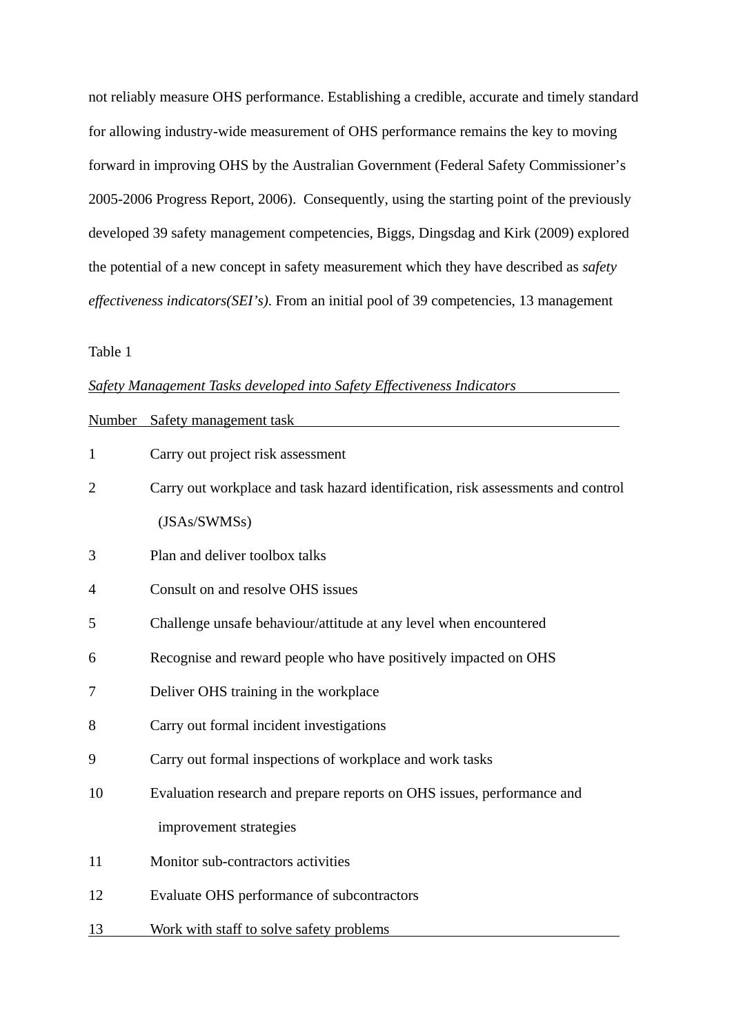not reliably measure OHS performance. Establishing a credible, accurate and timely standard for allowing industry-wide measurement of OHS performance remains the key to moving forward in improving OHS by the Australian Government (Federal Safety Commissioner's 2005-2006 Progress Report, 2006). Consequently, using the starting point of the previously developed 39 safety management competencies, Biggs, Dingsdag and Kirk (2009) explored the potential of a new concept in safety measurement which they have described as *safety effectiveness indicators(SEI's)*. From an initial pool of 39 competencies, 13 management

Table 1

*Safety Management Tasks developed into Safety Effectiveness Indicators*

| Number | Safety management task |
|---|---|
| 1 | Carry out project risk assessment |
| 2 | Carry out workplace and task hazard identification, risk assessments and control (JSAs/SWMSs) |
| 3 | Plan and deliver toolbox talks |
| 4 | Consult on and resolve OHS issues |
| 5 | Challenge unsafe behaviour/attitude at any level when encountered |
| 6 | Recognise and reward people who have positively impacted on OHS |
| 7 | Deliver OHS training in the workplace |
| 8 | Carry out formal incident investigations |
| 9 | Carry out formal inspections of workplace and work tasks |
| 10 | Evaluation research and prepare reports on OHS issues, performance and improvement strategies |
| 11 | Monitor sub-contractors activities |
| 12 | Evaluate OHS performance of subcontractors |
| 13 | Work with staff to solve safety problems |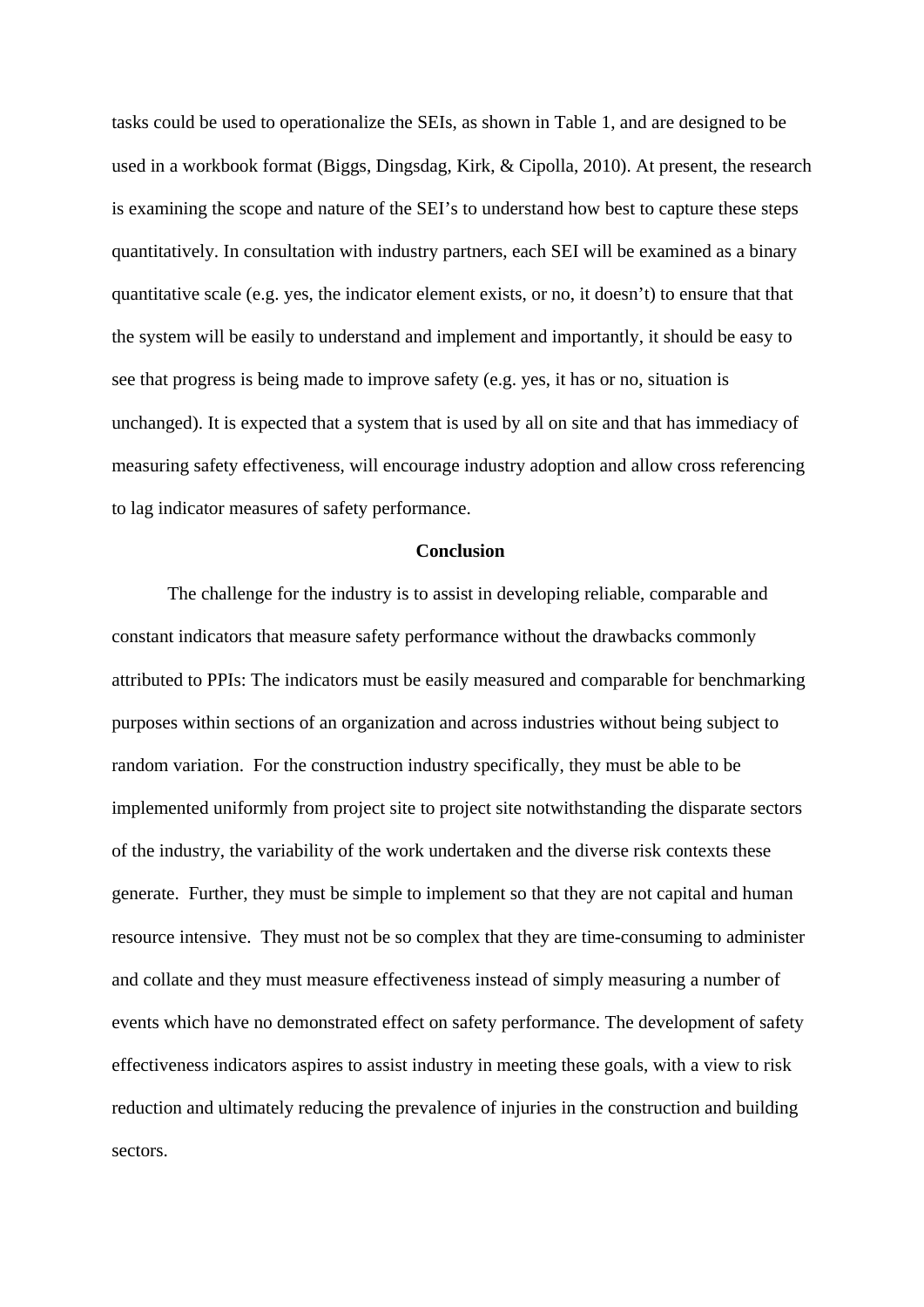tasks could be used to operationalize the SEIs, as shown in Table 1, and are designed to be used in a workbook format (Biggs, Dingsdag, Kirk, & Cipolla, 2010). At present, the research is examining the scope and nature of the SEI's to understand how best to capture these steps quantitatively. In consultation with industry partners, each SEI will be examined as a binary quantitative scale (e.g. yes, the indicator element exists, or no, it doesn't) to ensure that that the system will be easily to understand and implement and importantly, it should be easy to see that progress is being made to improve safety (e.g. yes, it has or no, situation is unchanged). It is expected that a system that is used by all on site and that has immediacy of measuring safety effectiveness, will encourage industry adoption and allow cross referencing to lag indicator measures of safety performance.

## Conclusion

The challenge for the industry is to assist in developing reliable, comparable and constant indicators that measure safety performance without the drawbacks commonly attributed to PPIs: The indicators must be easily measured and comparable for benchmarking purposes within sections of an organization and across industries without being subject to random variation. For the construction industry specifically, they must be able to be implemented uniformly from project site to project site notwithstanding the disparate sectors of the industry, the variability of the work undertaken and the diverse risk contexts these generate. Further, they must be simple to implement so that they are not capital and human resource intensive. They must not be so complex that they are time-consuming to administer and collate and they must measure effectiveness instead of simply measuring a number of events which have no demonstrated effect on safety performance. The development of safety effectiveness indicators aspires to assist industry in meeting these goals, with a view to risk reduction and ultimately reducing the prevalence of injuries in the construction and building sectors.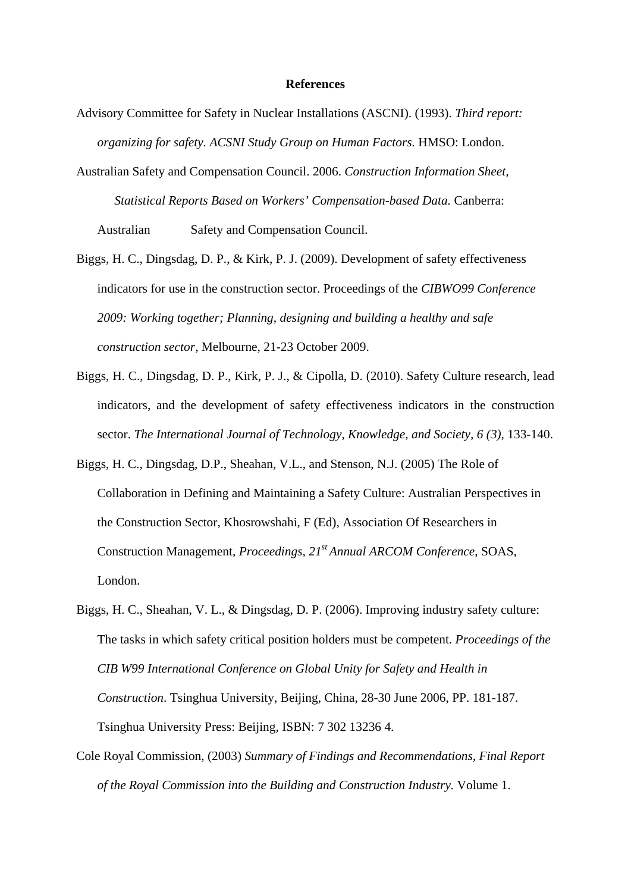**References**

Advisory Committee for Safety in Nuclear Installations (ASCNI). (1993). *Third report: organizing for safety. ACSNI Study Group on Human Factors.* HMSO: London.

Australian Safety and Compensation Council. 2006. *Construction Information Sheet, Statistical Reports Based on Workers' Compensation-based Data.* Canberra: Australian Safety and Compensation Council.

Biggs, H. C., Dingsdag, D. P., & Kirk, P. J. (2009). Development of safety effectiveness indicators for use in the construction sector. Proceedings of the *CIBWO99 Conference 2009: Working together; Planning, designing and building a healthy and safe construction sector*, Melbourne, 21-23 October 2009.

Biggs, H. C., Dingsdag, D. P., Kirk, P. J., & Cipolla, D. (2010). Safety Culture research, lead indicators, and the development of safety effectiveness indicators in the construction sector. *The International Journal of Technology, Knowledge, and Society, 6 (3)*, 133-140.

Biggs, H. C., Dingsdag, D.P., Sheahan, V.L., and Stenson, N.J. (2005) The Role of Collaboration in Defining and Maintaining a Safety Culture: Australian Perspectives in the Construction Sector, Khosrowshahi, F (Ed), Association Of Researchers in Construction Management, *Proceedings, 21st Annual ARCOM Conference*, SOAS, London.

Biggs, H. C., Sheahan, V. L., & Dingsdag, D. P. (2006). Improving industry safety culture: The tasks in which safety critical position holders must be competent. *Proceedings of the CIB W99 International Conference on Global Unity for Safety and Health in Construction*. Tsinghua University, Beijing, China, 28-30 June 2006, PP. 181-187. Tsinghua University Press: Beijing, ISBN: 7 302 13236 4.

Cole Royal Commission, (2003) *Summary of Findings and Recommendations, Final Report of the Royal Commission into the Building and Construction Industry.* Volume 1.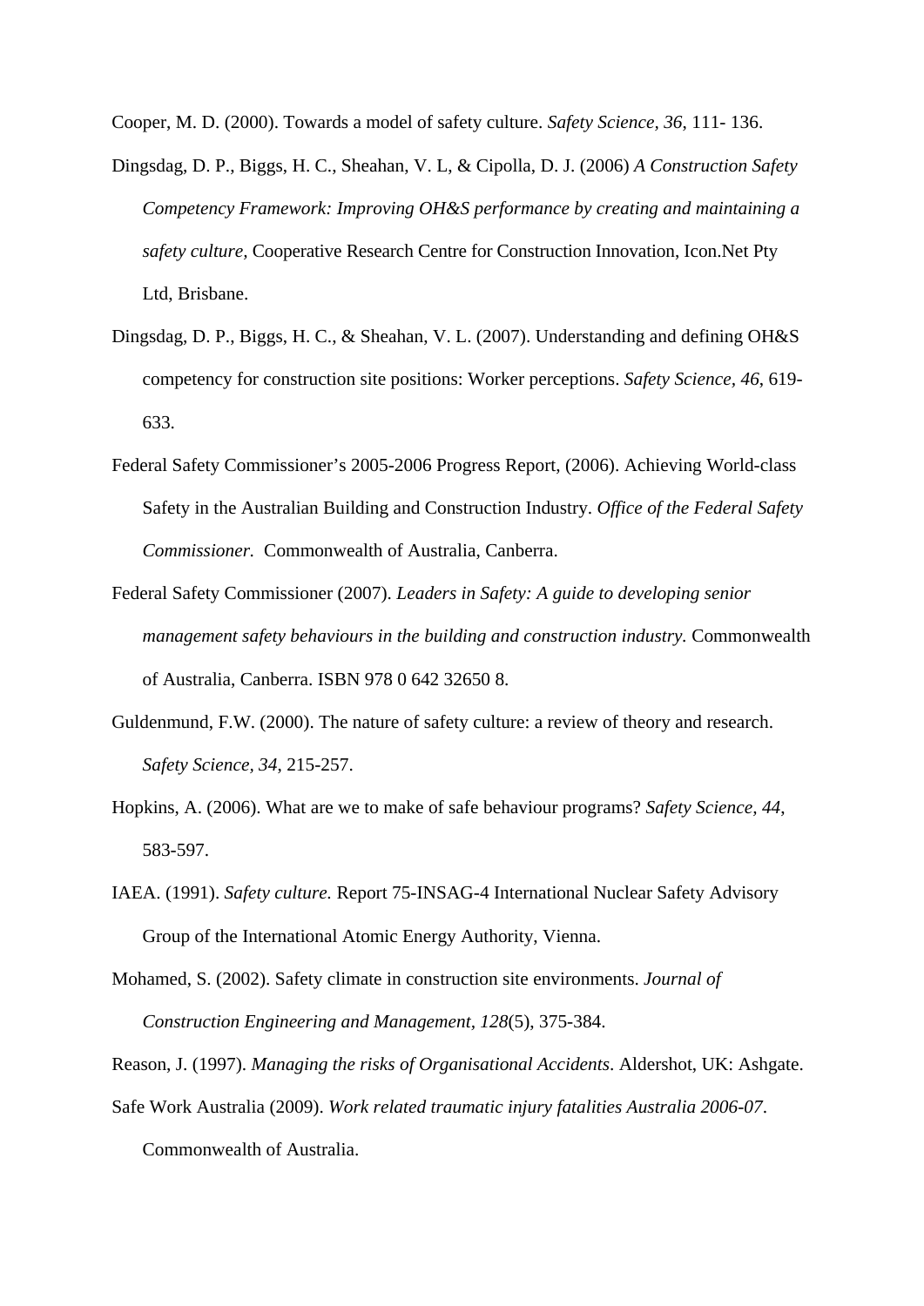Cooper, M. D. (2000). Towards a model of safety culture. *Safety Science, 36*, 111- 136.

Dingsdag, D. P., Biggs, H. C., Sheahan, V. L, & Cipolla, D. J. (2006) *A Construction Safety Competency Framework: Improving OH&S performance by creating and maintaining a safety culture,* Cooperative Research Centre for Construction Innovation, Icon.Net Pty Ltd, Brisbane.

Dingsdag, D. P., Biggs, H. C., & Sheahan, V. L. (2007). Understanding and defining OH&S competency for construction site positions: Worker perceptions. *Safety Science*, *46*, 619-633.

Federal Safety Commissioner's 2005-2006 Progress Report, (2006). Achieving World-class Safety in the Australian Building and Construction Industry. *Office of the Federal Safety Commissioner.* Commonwealth of Australia, Canberra.

Federal Safety Commissioner (2007). *Leaders in Safety: A guide to developing senior management safety behaviours in the building and construction industry.* Commonwealth of Australia, Canberra. ISBN 978 0 642 32650 8.

Guldenmund, F.W. (2000). The nature of safety culture: a review of theory and research. *Safety Science, 34*, 215-257.

Hopkins, A. (2006). What are we to make of safe behaviour programs? *Safety Science*, *44*, 583-597.

IAEA. (1991). *Safety culture.* Report 75-INSAG-4 International Nuclear Safety Advisory Group of the International Atomic Energy Authority, Vienna.

Mohamed, S. (2002). Safety climate in construction site environments. *Journal of Construction Engineering and Management, 128*(5), 375-384.

Reason, J. (1997). *Managing the risks of Organisational Accidents*. Aldershot, UK: Ashgate.

Safe Work Australia (2009). *Work related traumatic injury fatalities Australia 2006-07*. Commonwealth of Australia.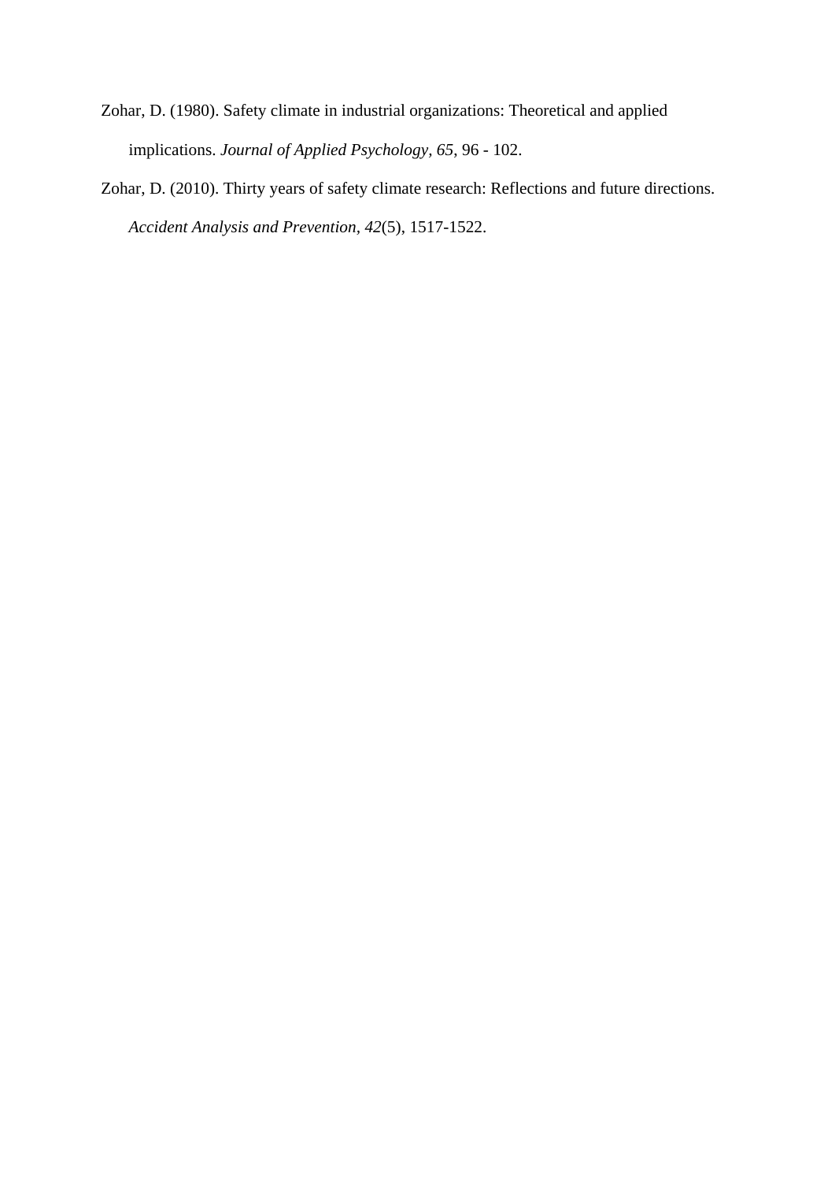Zohar, D. (1980). Safety climate in industrial organizations: Theoretical and applied implications. *Journal of Applied Psychology, 65*, 96 - 102.

Zohar, D. (2010). Thirty years of safety climate research: Reflections and future directions. *Accident Analysis and Prevention, 42*(5), 1517-1522.